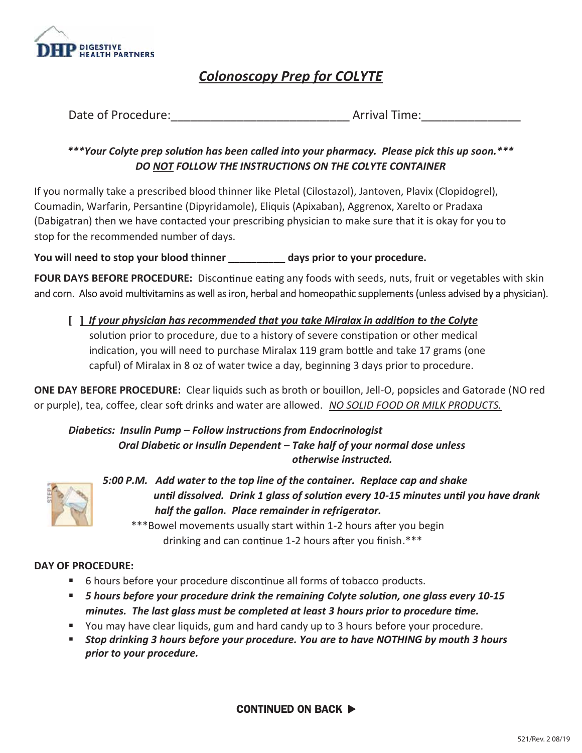DHP DIGESTIVE HEALTH PARTNERS

# *Colonoscopy Prep for COLYTE*

Date of Procedure:___________________________ Arrival Time:_______________

***\*\*\*Your Colyte prep solution has been called into your pharmacy. Please pick this up soon.\*\*\****
***DO NOT FOLLOW THE INSTRUCTIONS ON THE COLYTE CONTAINER***

If you normally take a prescribed blood thinner like Pletal (Cilostazol), Jantoven, Plavix (Clopidogrel), Coumadin, Warfarin, Persantine (Dipyridamole), Eliquis (Apixaban), Aggrenox, Xarelto or Pradaxa (Dabigatran) then we have contacted your prescribing physician to make sure that it is okay for you to stop for the recommended number of days.

**You will need to stop your blood thinner __________ days prior to your procedure.**

**FOUR DAYS BEFORE PROCEDURE:** Discontinue eating any foods with seeds, nuts, fruit or vegetables with skin and corn. Also avoid multivitamins as well as iron, herbal and homeopathic supplements (unless advised by a physician).

**[ ]** ***If your physician has recommended that you take Miralax in addition to the Colyte*** solution prior to procedure, due to a history of severe constipation or other medical indication, you will need to purchase Miralax 119 gram bottle and take 17 grams (one capful) of Miralax in 8 oz of water twice a day, beginning 3 days prior to procedure.

**ONE DAY BEFORE PROCEDURE:** Clear liquids such as broth or bouillon, Jell-O, popsicles and Gatorade (NO red or purple), tea, coffee, clear soft drinks and water are allowed. *NO SOLID FOOD OR MILK PRODUCTS.*

***Diabetics: Insulin Pump – Follow instructions from Endocrinologist***
***Oral Diabetic or Insulin Dependent – Take half of your normal dose unless otherwise instructed.***

***5:00 P.M. Add water to the top line of the container. Replace cap and shake until dissolved. Drink 1 glass of solution every 10-15 minutes until you have drank half the gallon. Place remainder in refrigerator.***

\*\*\*Bowel movements usually start within 1-2 hours after you begin drinking and can continue 1-2 hours after you finish.\*\*\*

**DAY OF PROCEDURE:**

- 6 hours before your procedure discontinue all forms of tobacco products.
- ***5 hours before your procedure drink the remaining Colyte solution, one glass every 10-15 minutes. The last glass must be completed at least 3 hours prior to procedure time.***
- You may have clear liquids, gum and hard candy up to 3 hours before your procedure.
- ***Stop drinking 3 hours before your procedure. You are to have NOTHING by mouth 3 hours prior to your procedure.***

**CONTINUED ON BACK ▶**

521/Rev. 2 08/19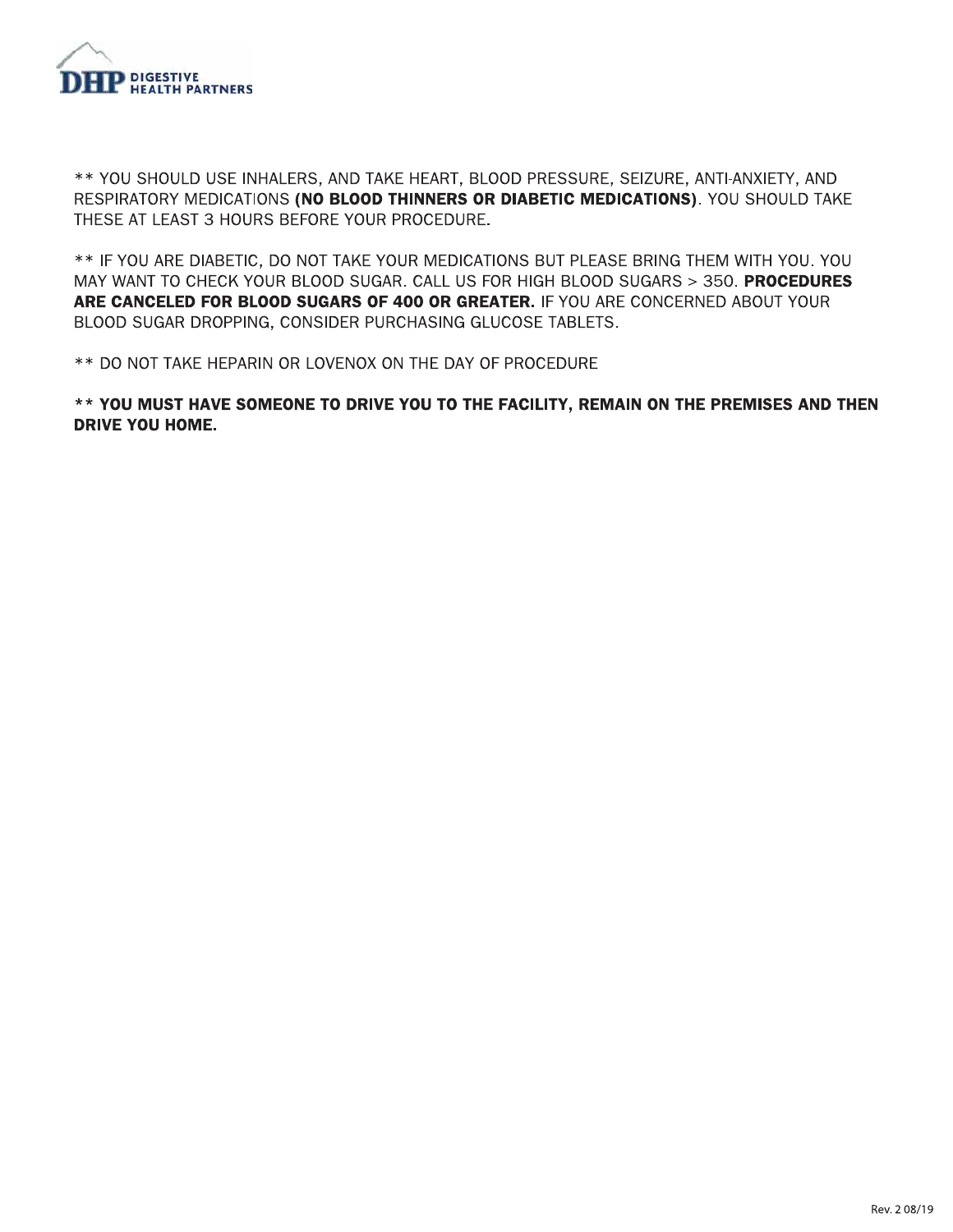** YOU SHOULD USE INHALERS, AND TAKE HEART, BLOOD PRESSURE, SEIZURE, ANTI-ANXIETY, AND RESPIRATORY MEDICATIONS **(NO BLOOD THINNERS OR DIABETIC MEDICATIONS)**. YOU SHOULD TAKE THESE AT LEAST 3 HOURS BEFORE YOUR PROCEDURE.

** IF YOU ARE DIABETIC, DO NOT TAKE YOUR MEDICATIONS BUT PLEASE BRING THEM WITH YOU. YOU MAY WANT TO CHECK YOUR BLOOD SUGAR. CALL US FOR HIGH BLOOD SUGARS > 350. **PROCEDURES ARE CANCELED FOR BLOOD SUGARS OF 400 OR GREATER.** IF YOU ARE CONCERNED ABOUT YOUR BLOOD SUGAR DROPPING, CONSIDER PURCHASING GLUCOSE TABLETS.

** DO NOT TAKE HEPARIN OR LOVENOX ON THE DAY OF PROCEDURE

**** YOU MUST HAVE SOMEONE TO DRIVE YOU TO THE FACILITY, REMAIN ON THE PREMISES AND THEN DRIVE YOU HOME.**

Rev. 2 08/19